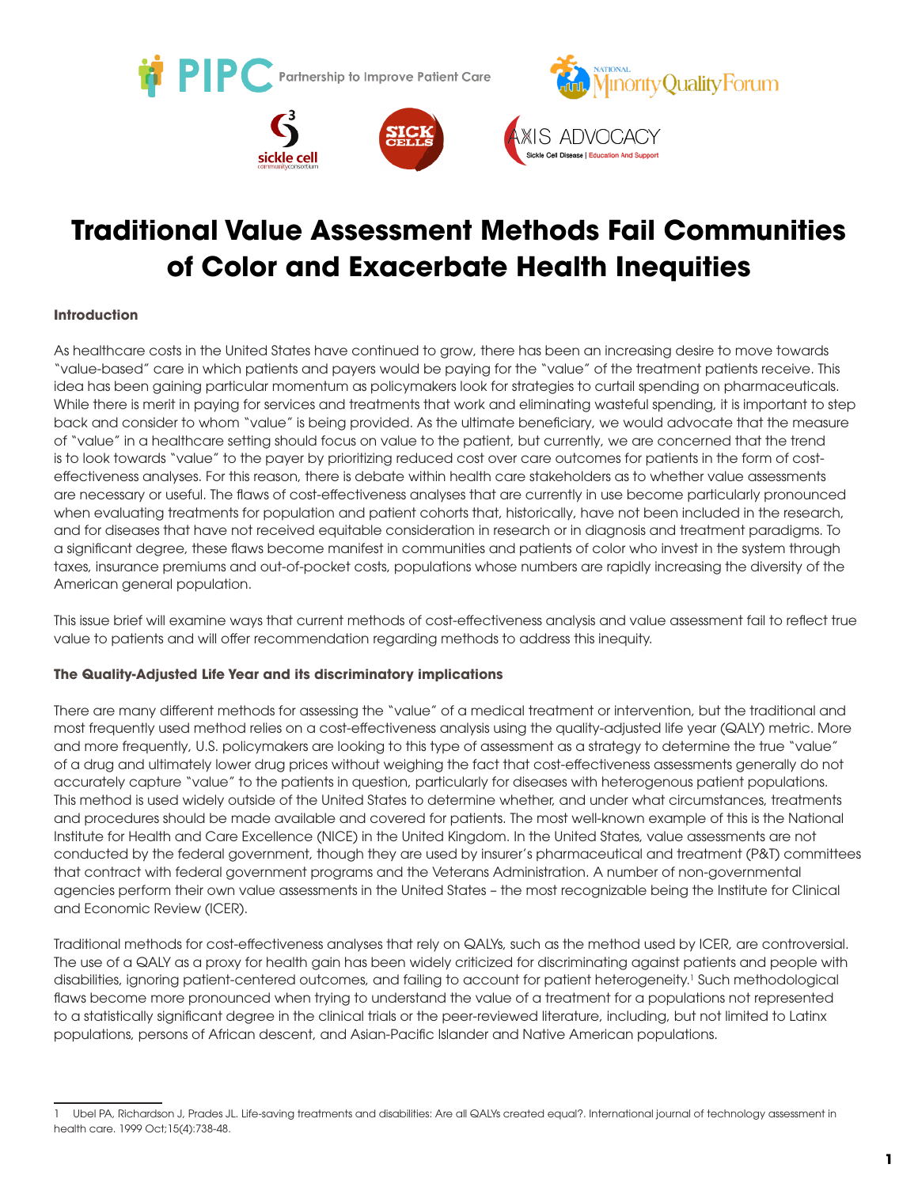# Traditional Value Assessment Methods Fail Communities of Color and Exacerbate Health Inequities

**Introduction**

As healthcare costs in the United States have continued to grow, there has been an increasing desire to move towards "value-based" care in which patients and payers would be paying for the "value" of the treatment patients receive. This idea has been gaining particular momentum as policymakers look for strategies to curtail spending on pharmaceuticals. While there is merit in paying for services and treatments that work and eliminating wasteful spending, it is important to step back and consider to whom "value" is being provided. As the ultimate beneficiary, we would advocate that the measure of "value" in a healthcare setting should focus on value to the patient, but currently, we are concerned that the trend is to look towards "value" to the payer by prioritizing reduced cost over care outcomes for patients in the form of cost-effectiveness analyses. For this reason, there is debate within health care stakeholders as to whether value assessments are necessary or useful. The flaws of cost-effectiveness analyses that are currently in use become particularly pronounced when evaluating treatments for population and patient cohorts that, historically, have not been included in the research, and for diseases that have not received equitable consideration in research or in diagnosis and treatment paradigms. To a significant degree, these flaws become manifest in communities and patients of color who invest in the system through taxes, insurance premiums and out-of-pocket costs, populations whose numbers are rapidly increasing the diversity of the American general population.

This issue brief will examine ways that current methods of cost-effectiveness analysis and value assessment fail to reflect true value to patients and will offer recommendation regarding methods to address this inequity.

**The Quality-Adjusted Life Year and its discriminatory implications**

There are many different methods for assessing the "value" of a medical treatment or intervention, but the traditional and most frequently used method relies on a cost-effectiveness analysis using the quality-adjusted life year (QALY) metric. More and more frequently, U.S. policymakers are looking to this type of assessment as a strategy to determine the true "value" of a drug and ultimately lower drug prices without weighing the fact that cost-effectiveness assessments generally do not accurately capture "value" to the patients in question, particularly for diseases with heterogenous patient populations. This method is used widely outside of the United States to determine whether, and under what circumstances, treatments and procedures should be made available and covered for patients. The most well-known example of this is the National Institute for Health and Care Excellence (NICE) in the United Kingdom. In the United States, value assessments are not conducted by the federal government, though they are used by insurer's pharmaceutical and treatment (P&T) committees that contract with federal government programs and the Veterans Administration. A number of non-governmental agencies perform their own value assessments in the United States – the most recognizable being the Institute for Clinical and Economic Review (ICER).

Traditional methods for cost-effectiveness analyses that rely on QALYs, such as the method used by ICER, are controversial. The use of a QALY as a proxy for health gain has been widely criticized for discriminating against patients and people with disabilities, ignoring patient-centered outcomes, and failing to account for patient heterogeneity.[1] Such methodological flaws become more pronounced when trying to understand the value of a treatment for a populations not represented to a statistically significant degree in the clinical trials or the peer-reviewed literature, including, but not limited to Latinx populations, persons of African descent, and Asian-Pacific Islander and Native American populations.

---

1 Ubel PA, Richardson J, Prades JL. Life-saving treatments and disabilities: Are all QALYs created equal?. International journal of technology assessment in health care. 1999 Oct;15(4):738-48.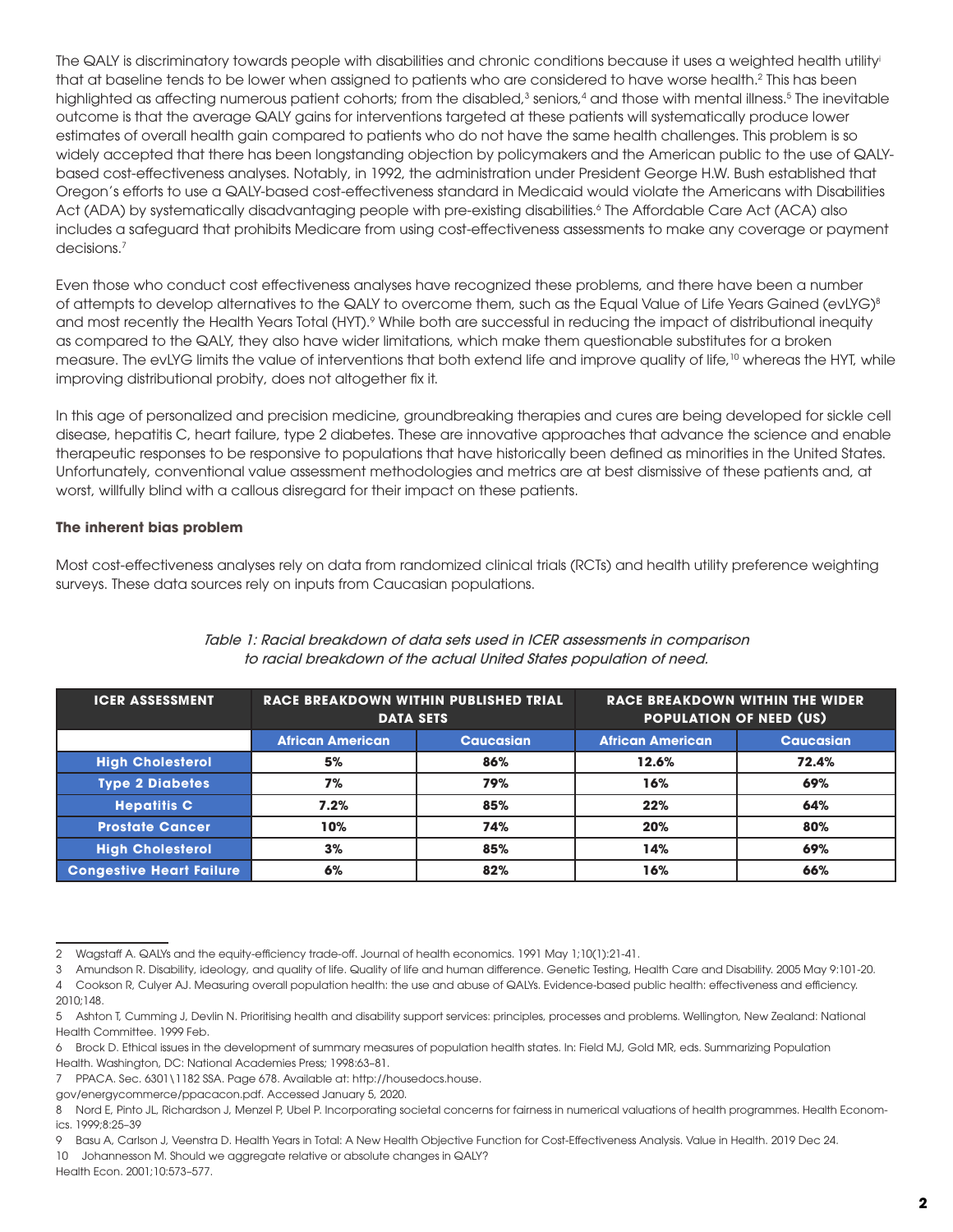The QALY is discriminatory towards people with disabilities and chronic conditions because it uses a weighted health utility[i] that at baseline tends to be lower when assigned to patients who are considered to have worse health.[2] This has been highlighted as affecting numerous patient cohorts; from the disabled,[3] seniors,[4] and those with mental illness.[5] The inevitable outcome is that the average QALY gains for interventions targeted at these patients will systematically produce lower estimates of overall health gain compared to patients who do not have the same health challenges. This problem is so widely accepted that there has been longstanding objection by policymakers and the American public to the use of QALY-based cost-effectiveness analyses. Notably, in 1992, the administration under President George H.W. Bush established that Oregon's efforts to use a QALY-based cost-effectiveness standard in Medicaid would violate the Americans with Disabilities Act (ADA) by systematically disadvantaging people with pre-existing disabilities.[6] The Affordable Care Act (ACA) also includes a safeguard that prohibits Medicare from using cost-effectiveness assessments to make any coverage or payment decisions.[7]

Even those who conduct cost effectiveness analyses have recognized these problems, and there have been a number of attempts to develop alternatives to the QALY to overcome them, such as the Equal Value of Life Years Gained (evLYG)[8] and most recently the Health Years Total (HYT).[9] While both are successful in reducing the impact of distributional inequity as compared to the QALY, they also have wider limitations, which make them questionable substitutes for a broken measure. The evLYG limits the value of interventions that both extend life and improve quality of life,[10] whereas the HYT, while improving distributional probity, does not altogether fix it.

In this age of personalized and precision medicine, groundbreaking therapies and cures are being developed for sickle cell disease, hepatitis C, heart failure, type 2 diabetes. These are innovative approaches that advance the science and enable therapeutic responses to be responsive to populations that have historically been defined as minorities in the United States. Unfortunately, conventional value assessment methodologies and metrics are at best dismissive of these patients and, at worst, willfully blind with a callous disregard for their impact on these patients.

**The inherent bias problem**

Most cost-effectiveness analyses rely on data from randomized clinical trials (RCTs) and health utility preference weighting surveys. These data sources rely on inputs from Caucasian populations.

*Table 1: Racial breakdown of data sets used in ICER assessments in comparison to racial breakdown of the actual United States population of need.*

| ICER ASSESSMENT | RACE BREAKDOWN WITHIN PUBLISHED TRIAL DATA SETS | | RACE BREAKDOWN WITHIN THE WIDER POPULATION OF NEED (US) | |
|---|---|---|---|---|
| | African American | Caucasian | African American | Caucasian |
| High Cholesterol | 5% | 86% | 12.6% | 72.4% |
| Type 2 Diabetes | 7% | 79% | 16% | 69% |
| Hepatitis C | 7.2% | 85% | 22% | 64% |
| Prostate Cancer | 10% | 74% | 20% | 80% |
| High Cholesterol | 3% | 85% | 14% | 69% |
| Congestive Heart Failure | 6% | 82% | 16% | 66% |

---

2 Wagstaff A. QALYs and the equity-efficiency trade-off. Journal of health economics. 1991 May 1;10(1):21-41.

3 Amundson R. Disability, ideology, and quality of life. Quality of life and human difference. Genetic Testing, Health Care and Disability. 2005 May 9:101-20.

4 Cookson R, Culyer AJ. Measuring overall population health: the use and abuse of QALYs. Evidence-based public health: effectiveness and efficiency. 2010;148.

5 Ashton T, Cumming J, Devlin N. Prioritising health and disability support services: principles, processes and problems. Wellington, New Zealand: National Health Committee. 1999 Feb.

6 Brock D. Ethical issues in the development of summary measures of population health states. In: Field MJ, Gold MR, eds. Summarizing Population Health. Washington, DC: National Academies Press; 1998:63–81.

7 PPACA. Sec. 6301\1182 SSA. Page 678. Available at: http://housedocs.house.gov/energycommerce/ppacacon.pdf. Accessed January 5, 2020.

8 Nord E, Pinto JL, Richardson J, Menzel P, Ubel P. Incorporating societal concerns for fairness in numerical valuations of health programmes. Health Economics. 1999;8:25–39

9 Basu A, Carlson J, Veenstra D. Health Years in Total: A New Health Objective Function for Cost-Effectiveness Analysis. Value in Health. 2019 Dec 24.

10 Johannesson M. Should we aggregate relative or absolute changes in QALY? Health Econ. 2001;10:573–577.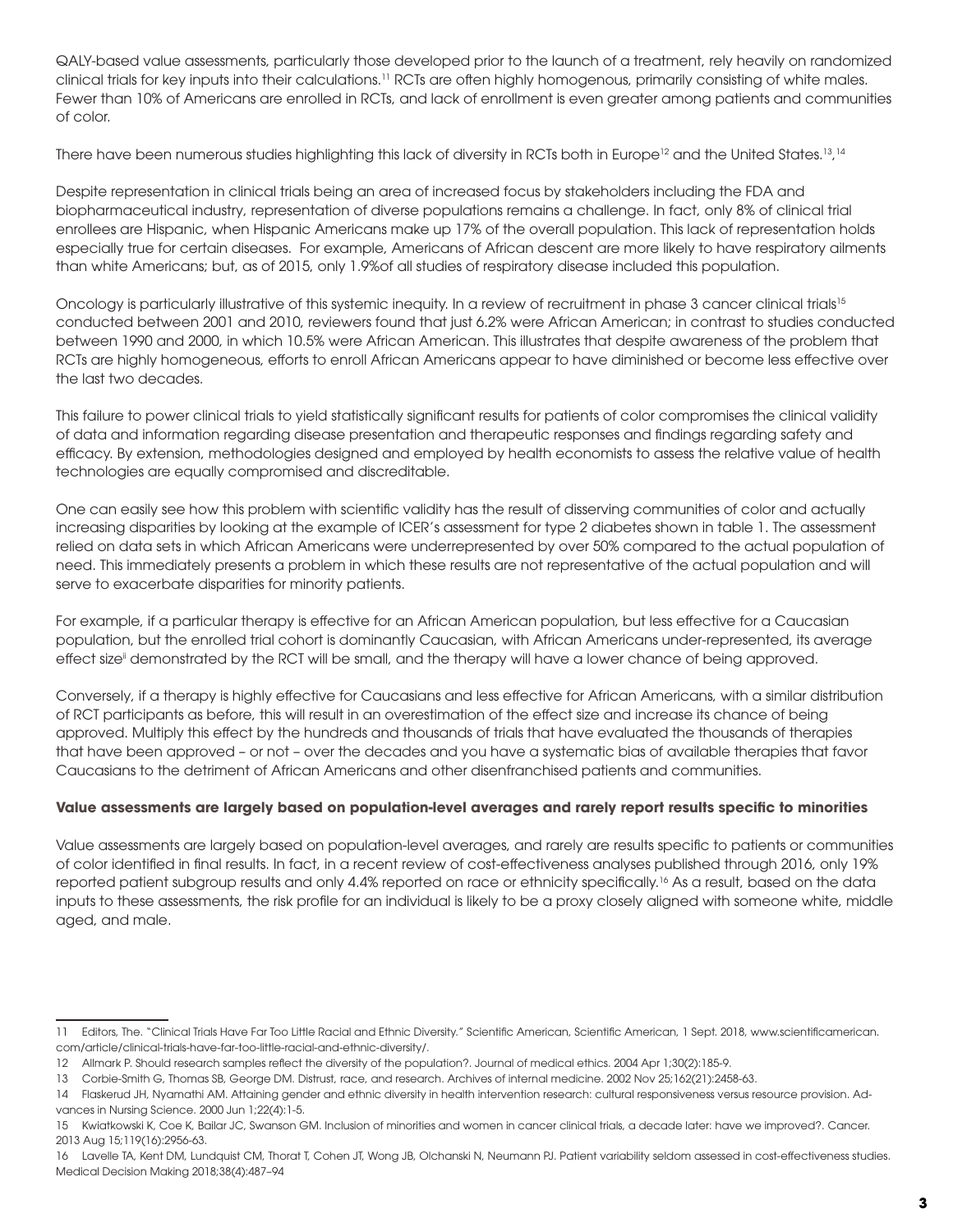QALY-based value assessments, particularly those developed prior to the launch of a treatment, rely heavily on randomized clinical trials for key inputs into their calculations.[11] RCTs are often highly homogenous, primarily consisting of white males. Fewer than 10% of Americans are enrolled in RCTs, and lack of enrollment is even greater among patients and communities of color.

There have been numerous studies highlighting this lack of diversity in RCTs both in Europe[12] and the United States.[13],[14]

Despite representation in clinical trials being an area of increased focus by stakeholders including the FDA and biopharmaceutical industry, representation of diverse populations remains a challenge. In fact, only 8% of clinical trial enrollees are Hispanic, when Hispanic Americans make up 17% of the overall population. This lack of representation holds especially true for certain diseases. For example, Americans of African descent are more likely to have respiratory ailments than white Americans; but, as of 2015, only 1.9%of all studies of respiratory disease included this population.

Oncology is particularly illustrative of this systemic inequity. In a review of recruitment in phase 3 cancer clinical trials[15] conducted between 2001 and 2010, reviewers found that just 6.2% were African American; in contrast to studies conducted between 1990 and 2000, in which 10.5% were African American. This illustrates that despite awareness of the problem that RCTs are highly homogeneous, efforts to enroll African Americans appear to have diminished or become less effective over the last two decades.

This failure to power clinical trials to yield statistically significant results for patients of color compromises the clinical validity of data and information regarding disease presentation and therapeutic responses and findings regarding safety and efficacy. By extension, methodologies designed and employed by health economists to assess the relative value of health technologies are equally compromised and discreditable.

One can easily see how this problem with scientific validity has the result of disserving communities of color and actually increasing disparities by looking at the example of ICER's assessment for type 2 diabetes shown in table 1. The assessment relied on data sets in which African Americans were underrepresented by over 50% compared to the actual population of need. This immediately presents a problem in which these results are not representative of the actual population and will serve to exacerbate disparities for minority patients.

For example, if a particular therapy is effective for an African American population, but less effective for a Caucasian population, but the enrolled trial cohort is dominantly Caucasian, with African Americans under-represented, its average effect size[ii] demonstrated by the RCT will be small, and the therapy will have a lower chance of being approved.

Conversely, if a therapy is highly effective for Caucasians and less effective for African Americans, with a similar distribution of RCT participants as before, this will result in an overestimation of the effect size and increase its chance of being approved. Multiply this effect by the hundreds and thousands of trials that have evaluated the thousands of therapies that have been approved – or not – over the decades and you have a systematic bias of available therapies that favor Caucasians to the detriment of African Americans and other disenfranchised patients and communities.

**Value assessments are largely based on population-level averages and rarely report results specific to minorities**

Value assessments are largely based on population-level averages, and rarely are results specific to patients or communities of color identified in final results. In fact, in a recent review of cost-effectiveness analyses published through 2016, only 19% reported patient subgroup results and only 4.4% reported on race or ethnicity specifically.[16] As a result, based on the data inputs to these assessments, the risk profile for an individual is likely to be a proxy closely aligned with someone white, middle aged, and male.

---

11 Editors, The. "Clinical Trials Have Far Too Little Racial and Ethnic Diversity." Scientific American, Scientific American, 1 Sept. 2018, www.scientificamerican.com/article/clinical-trials-have-far-too-little-racial-and-ethnic-diversity/.

12 Allmark P. Should research samples reflect the diversity of the population?. Journal of medical ethics. 2004 Apr 1;30(2):185-9.

13 Corbie-Smith G, Thomas SB, George DM. Distrust, race, and research. Archives of internal medicine. 2002 Nov 25;162(21):2458-63.

14 Flaskerud JH, Nyamathi AM. Attaining gender and ethnic diversity in health intervention research: cultural responsiveness versus resource provision. Advances in Nursing Science. 2000 Jun 1;22(4):1-5.

15 Kwiatkowski K, Coe K, Bailar JC, Swanson GM. Inclusion of minorities and women in cancer clinical trials, a decade later: have we improved?. Cancer. 2013 Aug 15;119(16):2956-63.

16 Lavelle TA, Kent DM, Lundquist CM, Thorat T, Cohen JT, Wong JB, Olchanski N, Neumann PJ. Patient variability seldom assessed in cost-effectiveness studies. Medical Decision Making 2018;38(4):487–94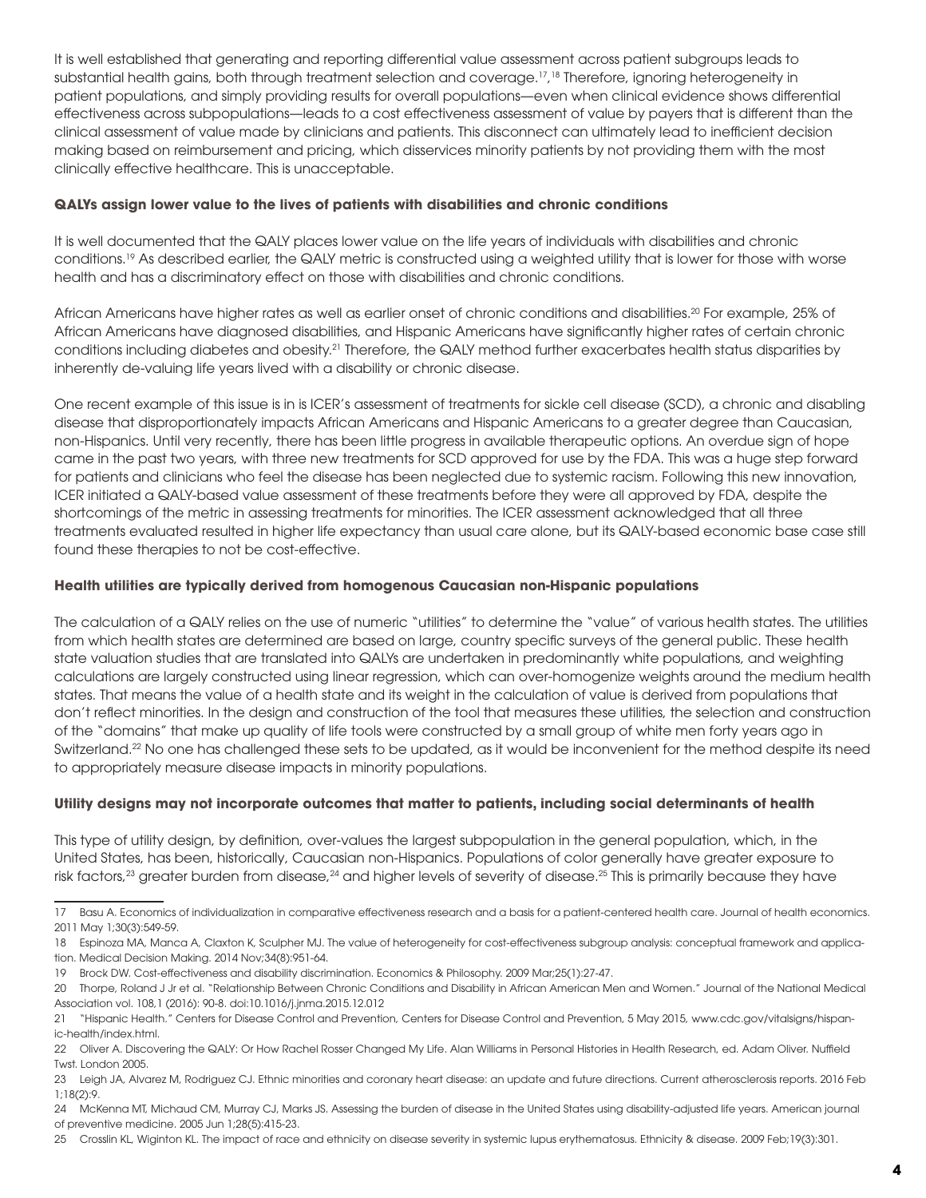It is well established that generating and reporting differential value assessment across patient subgroups leads to substantial health gains, both through treatment selection and coverage.[17,18] Therefore, ignoring heterogeneity in patient populations, and simply providing results for overall populations—even when clinical evidence shows differential effectiveness across subpopulations—leads to a cost effectiveness assessment of value by payers that is different than the clinical assessment of value made by clinicians and patients. This disconnect can ultimately lead to inefficient decision making based on reimbursement and pricing, which disservices minority patients by not providing them with the most clinically effective healthcare. This is unacceptable.

**QALYs assign lower value to the lives of patients with disabilities and chronic conditions**

It is well documented that the QALY places lower value on the life years of individuals with disabilities and chronic conditions.[19] As described earlier, the QALY metric is constructed using a weighted utility that is lower for those with worse health and has a discriminatory effect on those with disabilities and chronic conditions.

African Americans have higher rates as well as earlier onset of chronic conditions and disabilities.[20] For example, 25% of African Americans have diagnosed disabilities, and Hispanic Americans have significantly higher rates of certain chronic conditions including diabetes and obesity.[21] Therefore, the QALY method further exacerbates health status disparities by inherently de-valuing life years lived with a disability or chronic disease.

One recent example of this issue is in is ICER's assessment of treatments for sickle cell disease (SCD), a chronic and disabling disease that disproportionately impacts African Americans and Hispanic Americans to a greater degree than Caucasian, non-Hispanics. Until very recently, there has been little progress in available therapeutic options. An overdue sign of hope came in the past two years, with three new treatments for SCD approved for use by the FDA. This was a huge step forward for patients and clinicians who feel the disease has been neglected due to systemic racism. Following this new innovation, ICER initiated a QALY-based value assessment of these treatments before they were all approved by FDA, despite the shortcomings of the metric in assessing treatments for minorities. The ICER assessment acknowledged that all three treatments evaluated resulted in higher life expectancy than usual care alone, but its QALY-based economic base case still found these therapies to not be cost-effective.

**Health utilities are typically derived from homogenous Caucasian non-Hispanic populations**

The calculation of a QALY relies on the use of numeric "utilities" to determine the "value" of various health states. The utilities from which health states are determined are based on large, country specific surveys of the general public. These health state valuation studies that are translated into QALYs are undertaken in predominantly white populations, and weighting calculations are largely constructed using linear regression, which can over-homogenize weights around the medium health states. That means the value of a health state and its weight in the calculation of value is derived from populations that don't reflect minorities. In the design and construction of the tool that measures these utilities, the selection and construction of the "domains" that make up quality of life tools were constructed by a small group of white men forty years ago in Switzerland.[22] No one has challenged these sets to be updated, as it would be inconvenient for the method despite its need to appropriately measure disease impacts in minority populations.

**Utility designs may not incorporate outcomes that matter to patients, including social determinants of health**

This type of utility design, by definition, over-values the largest subpopulation in the general population, which, in the United States, has been, historically, Caucasian non-Hispanics. Populations of color generally have greater exposure to risk factors,[23] greater burden from disease,[24] and higher levels of severity of disease.[25] This is primarily because they have

---

17 Basu A. Economics of individualization in comparative effectiveness research and a basis for a patient-centered health care. Journal of health economics. 2011 May 1;30(3):549-59.

18 Espinoza MA, Manca A, Claxton K, Sculpher MJ. The value of heterogeneity for cost-effectiveness subgroup analysis: conceptual framework and application. Medical Decision Making. 2014 Nov;34(8):951-64.

19 Brock DW. Cost-effectiveness and disability discrimination. Economics & Philosophy. 2009 Mar;25(1):27-47.

20 Thorpe, Roland J Jr et al. "Relationship Between Chronic Conditions and Disability in African American Men and Women." Journal of the National Medical Association vol. 108,1 (2016): 90-8. doi:10.1016/j.jnma.2015.12.012

21 "Hispanic Health." Centers for Disease Control and Prevention, Centers for Disease Control and Prevention, 5 May 2015, www.cdc.gov/vitalsigns/hispanic-health/index.html.

22 Oliver A. Discovering the QALY: Or How Rachel Rosser Changed My Life. Alan Williams in Personal Histories in Health Research, ed. Adam Oliver. Nuffield Twst. London 2005.

23 Leigh JA, Alvarez M, Rodriguez CJ. Ethnic minorities and coronary heart disease: an update and future directions. Current atherosclerosis reports. 2016 Feb 1;18(2):9.

24 McKenna MT, Michaud CM, Murray CJ, Marks JS. Assessing the burden of disease in the United States using disability-adjusted life years. American journal of preventive medicine. 2005 Jun 1;28(5):415-23.

25 Crosslin KL, Wiginton KL. The impact of race and ethnicity on disease severity in systemic lupus erythematosus. Ethnicity & disease. 2009 Feb;19(3):301.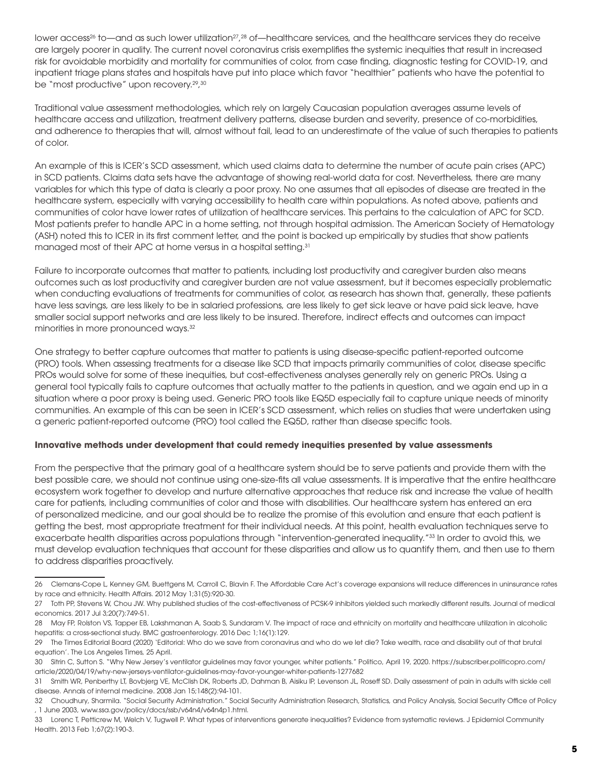lower access[26] to—and as such lower utilization[27,28] of—healthcare services, and the healthcare services they do receive are largely poorer in quality. The current novel coronavirus crisis exemplifies the systemic inequities that result in increased risk for avoidable morbidity and mortality for communities of color, from case finding, diagnostic testing for COVID-19, and inpatient triage plans states and hospitals have put into place which favor "healthier" patients who have the potential to be "most productive" upon recovery.[29,30]

Traditional value assessment methodologies, which rely on largely Caucasian population averages assume levels of healthcare access and utilization, treatment delivery patterns, disease burden and severity, presence of co-morbidities, and adherence to therapies that will, almost without fail, lead to an underestimate of the value of such therapies to patients of color.

An example of this is ICER's SCD assessment, which used claims data to determine the number of acute pain crises (APC) in SCD patients. Claims data sets have the advantage of showing real-world data for cost. Nevertheless, there are many variables for which this type of data is clearly a poor proxy. No one assumes that all episodes of disease are treated in the healthcare system, especially with varying accessibility to health care within populations. As noted above, patients and communities of color have lower rates of utilization of healthcare services. This pertains to the calculation of APC for SCD. Most patients prefer to handle APC in a home setting, not through hospital admission. The American Society of Hematology (ASH) noted this to ICER in its first comment letter, and the point is backed up empirically by studies that show patients managed most of their APC at home versus in a hospital setting.[31]

Failure to incorporate outcomes that matter to patients, including lost productivity and caregiver burden also means outcomes such as lost productivity and caregiver burden are not value assessment, but it becomes especially problematic when conducting evaluations of treatments for communities of color, as research has shown that, generally, these patients have less savings, are less likely to be in salaried professions, are less likely to get sick leave or have paid sick leave, have smaller social support networks and are less likely to be insured. Therefore, indirect effects and outcomes can impact minorities in more pronounced ways.[32]

One strategy to better capture outcomes that matter to patients is using disease-specific patient-reported outcome (PRO) tools. When assessing treatments for a disease like SCD that impacts primarily communities of color, disease specific PROs would solve for some of these inequities, but cost-effectiveness analyses generally rely on generic PROs. Using a general tool typically fails to capture outcomes that actually matter to the patients in question, and we again end up in a situation where a poor proxy is being used. Generic PRO tools like EQ5D especially fail to capture unique needs of minority communities. An example of this can be seen in ICER's SCD assessment, which relies on studies that were undertaken using a generic patient-reported outcome (PRO) tool called the EQ5D, rather than disease specific tools.

**Innovative methods under development that could remedy inequities presented by value assessments**

From the perspective that the primary goal of a healthcare system should be to serve patients and provide them with the best possible care, we should not continue using one-size-fits all value assessments. It is imperative that the entire healthcare ecosystem work together to develop and nurture alternative approaches that reduce risk and increase the value of health care for patients, including communities of color and those with disabilities. Our healthcare system has entered an era of personalized medicine, and our goal should be to realize the promise of this evolution and ensure that each patient is getting the best, most appropriate treatment for their individual needs. At this point, health evaluation techniques serve to exacerbate health disparities across populations through "intervention-generated inequality."[33] In order to avoid this, we must develop evaluation techniques that account for these disparities and allow us to quantify them, and then use to them to address disparities proactively.

---

26 Clemans-Cope L, Kenney GM, Buettgens M, Carroll C, Blavin F. The Affordable Care Act's coverage expansions will reduce differences in uninsurance rates by race and ethnicity. Health Affairs. 2012 May 1;31(5):920-30.

27 Toth PP, Stevens W, Chou JW. Why published studies of the cost-effectiveness of PCSK-9 inhibitors yielded such markedly different results. Journal of medical economics. 2017 Jul 3;20(7):749-51.

28 May FP, Rolston VS, Tapper EB, Lakshmanan A, Saab S, Sundaram V. The impact of race and ethnicity on mortality and healthcare utilization in alcoholic hepatitis: a cross-sectional study. BMC gastroenterology. 2016 Dec 1;16(1):129.

29 The Times Editorial Board (2020) 'Editorial: Who do we save from coronavirus and who do we let die? Take wealth, race and disability out of that brutal equation'. The Los Angeles Times, 25 April.

30 Sitrin C, Sutton S. "Why New Jersey's ventilator guidelines may favor younger, whiter patients." Politico, April 19, 2020. https://subscriber.politicopro.com/article/2020/04/19/why-new-jerseys-ventilator-guidelines-may-favor-younger-whiter-patients-1277682

31 Smith WR, Penberthy LT, Bovbjerg VE, McClish DK, Roberts JD, Dahman B, Aisiku IP, Levenson JL, Roseff SD. Daily assessment of pain in adults with sickle cell disease. Annals of internal medicine. 2008 Jan 15;148(2):94-101.

32 Choudhury, Sharmila. "Social Security Administration." Social Security Administration Research, Statistics, and Policy Analysis, Social Security Office of Policy , 1 June 2003, www.ssa.gov/policy/docs/ssb/v64n4/v64n4p1.html.

33 Lorenc T, Petticrew M, Welch V, Tugwell P. What types of interventions generate inequalities? Evidence from systematic reviews. J Epidemiol Community Health. 2013 Feb 1;67(2):190-3.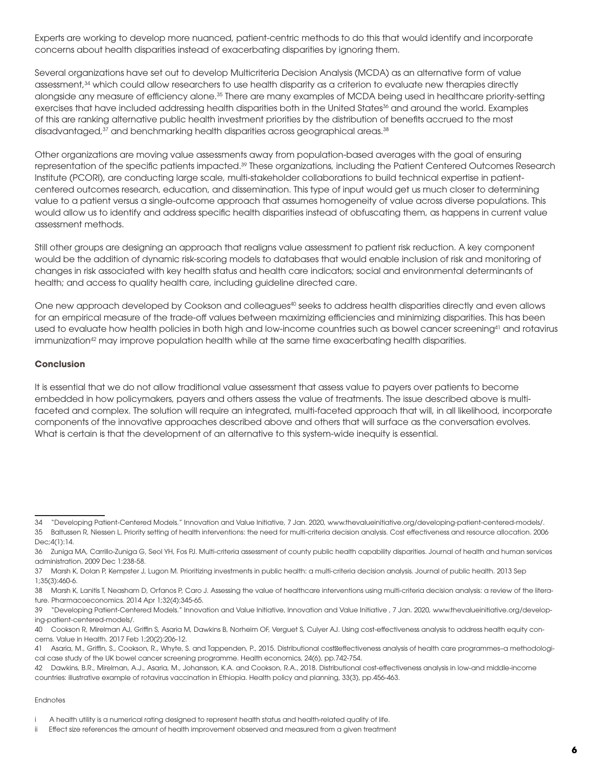Experts are working to develop more nuanced, patient-centric methods to do this that would identify and incorporate concerns about health disparities instead of exacerbating disparities by ignoring them.

Several organizations have set out to develop Multicriteria Decision Analysis (MCDA) as an alternative form of value assessment,[34] which could allow researchers to use health disparity as a criterion to evaluate new therapies directly alongside any measure of efficiency alone.[35] There are many examples of MCDA being used in healthcare priority-setting exercises that have included addressing health disparities both in the United States[36] and around the world. Examples of this are ranking alternative public health investment priorities by the distribution of benefits accrued to the most disadvantaged,[37] and benchmarking health disparities across geographical areas.[38]

Other organizations are moving value assessments away from population-based averages with the goal of ensuring representation of the specific patients impacted.[39] These organizations, including the Patient Centered Outcomes Research Institute (PCORI), are conducting large scale, multi-stakeholder collaborations to build technical expertise in patient-centered outcomes research, education, and dissemination. This type of input would get us much closer to determining value to a patient versus a single-outcome approach that assumes homogeneity of value across diverse populations. This would allow us to identify and address specific health disparities instead of obfuscating them, as happens in current value assessment methods.

Still other groups are designing an approach that realigns value assessment to patient risk reduction. A key component would be the addition of dynamic risk-scoring models to databases that would enable inclusion of risk and monitoring of changes in risk associated with key health status and health care indicators; social and environmental determinants of health; and access to quality health care, including guideline directed care.

One new approach developed by Cookson and colleagues[40] seeks to address health disparities directly and even allows for an empirical measure of the trade-off values between maximizing efficiencies and minimizing disparities. This has been used to evaluate how health policies in both high and low-income countries such as bowel cancer screening[41] and rotavirus immunization[42] may improve population health while at the same time exacerbating health disparities.

## Conclusion

It is essential that we do not allow traditional value assessment that assess value to payers over patients to become embedded in how policymakers, payers and others assess the value of treatments. The issue described above is multi-faceted and complex. The solution will require an integrated, multi-faceted approach that will, in all likelihood, incorporate components of the innovative approaches described above and others that will surface as the conversation evolves. What is certain is that the development of an alternative to this system-wide inequity is essential.

---

34 "Developing Patient-Centered Models." Innovation and Value Initiative, 7 Jan. 2020, www.thevalueinitiative.org/developing-patient-centered-models/.

35 Baltussen R, Niessen L. Priority setting of health interventions: the need for multi-criteria decision analysis. Cost effectiveness and resource allocation. 2006 Dec;4(1):14.

36 Zuniga MA, Carrillo-Zuniga G, Seol YH, Fos PJ. Multi-criteria assessment of county public health capability disparities. Journal of health and human services administration. 2009 Dec 1:238-58.

37 Marsh K, Dolan P, Kempster J, Lugon M. Prioritizing investments in public health: a multi-criteria decision analysis. Journal of public health. 2013 Sep 1;35(3):460-6.

38 Marsh K, Lanitis T, Neasham D, Orfanos P, Caro J. Assessing the value of healthcare interventions using multi-criteria decision analysis: a review of the literature. Pharmacoeconomics. 2014 Apr 1;32(4):345-65.

39 "Developing Patient-Centered Models." Innovation and Value Initiative, Innovation and Value Initiative , 7 Jan. 2020, www.thevalueinitiative.org/developing-patient-centered-models/.

40 Cookson R, Mirelman AJ, Griffin S, Asaria M, Dawkins B, Norheim OF, Verguet S, Culyer AJ. Using cost-effectiveness analysis to address health equity concerns. Value in Health. 2017 Feb 1;20(2):206-12.

41 Asaria, M., Griffin, S., Cookson, R., Whyte, S. and Tappenden, P., 2015. Distributional cost‐effectiveness analysis of health care programmes–a methodological case study of the UK bowel cancer screening programme. Health economics, 24(6), pp.742-754.

42 Dawkins, B.R., Mirelman, A.J., Asaria, M., Johansson, K.A. and Cookson, R.A., 2018. Distributional cost-effectiveness analysis in low-and middle-income countries: illustrative example of rotavirus vaccination in Ethiopia. Health policy and planning, 33(3), pp.456-463.

Endnotes

i A health utility is a numerical rating designed to represent health status and health-related quality of life.

ii Effect size references the amount of health improvement observed and measured from a given treatment